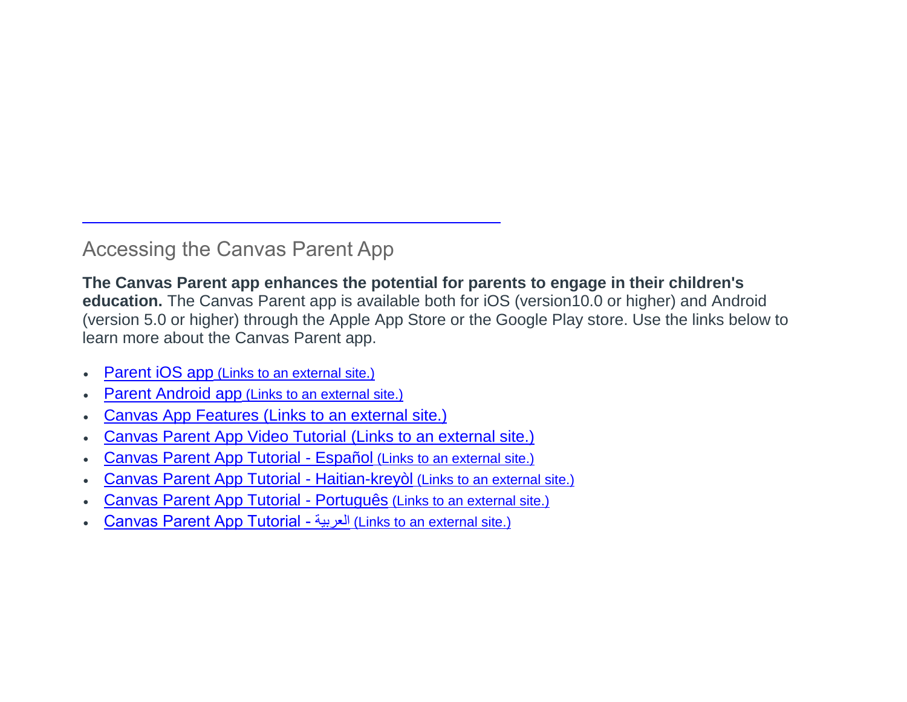## Accessing the Canvas Parent App

**The Canvas Parent app enhances the potential for parents to engage in their children's education.** The Canvas Parent app is available both for iOS (version10.0 or higher) and Android (version 5.0 or higher) through the Apple App Store or the Google Play store. Use the links below to learn more about the Canvas Parent app.

- Parent iOS app (Links to an external site.)
- Parent Android app (Links to an external site.)
- Canvas App Features (Links to an external site.)
- Canvas Parent App Video Tutorial (Links to an external site.)
- Canvas Parent App Tutorial - Español (Links to an external site.)
- Canvas Parent App Tutorial - Haitian-kreyòl (Links to an external site.)
- Canvas Parent App Tutorial - Português (Links to an external site.)
- Canvas Parent App Tutorial - العربية (Links to an external site.)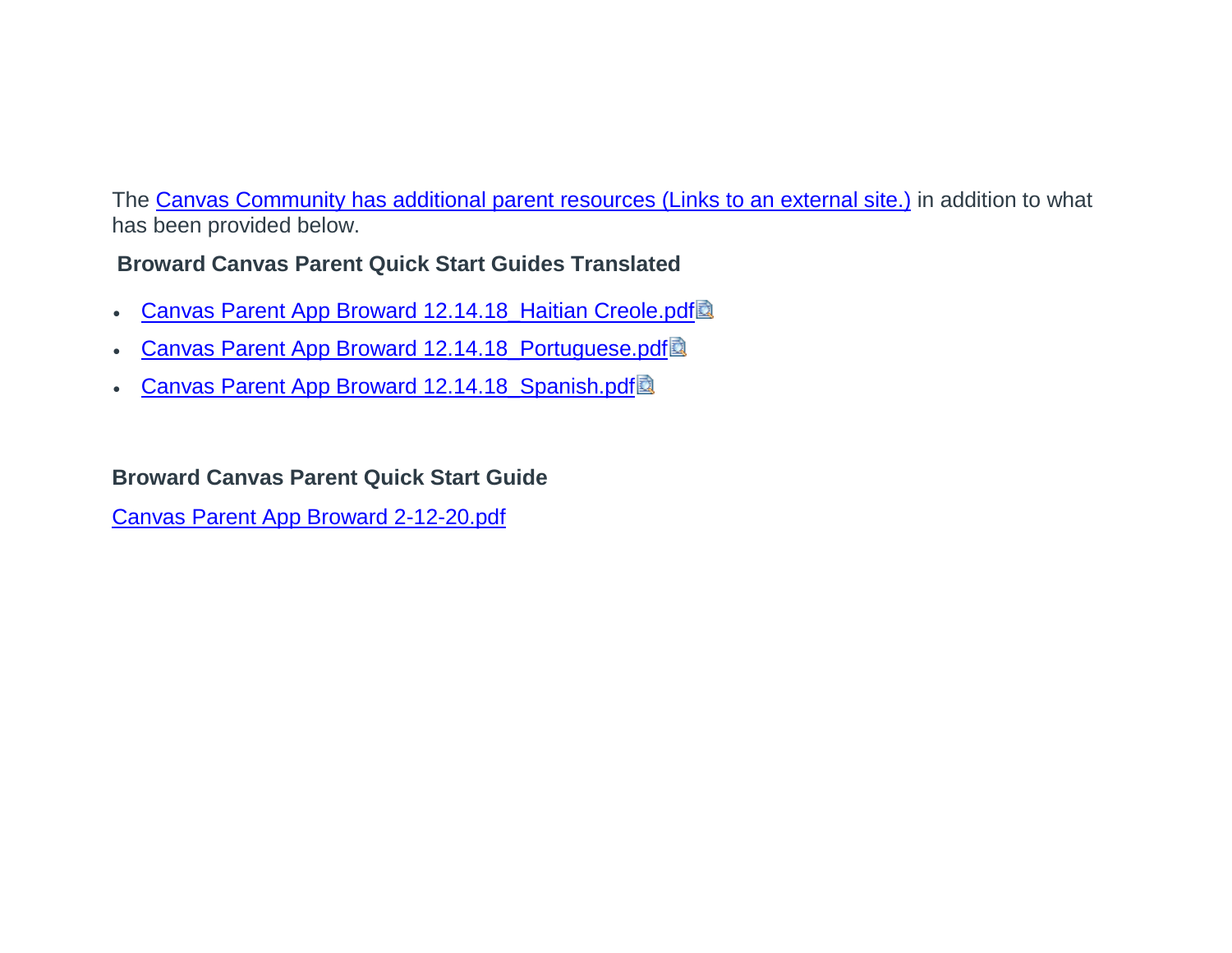The Canvas Community has additional parent resources (Links to an external site.) in addition to what has been provided below.

**Broward Canvas Parent Quick Start Guides Translated**

- Canvas Parent App Broward 12.14.18_Haitian Creole.pdf
- Canvas Parent App Broward 12.14.18_Portuguese.pdf
- Canvas Parent App Broward 12.14.18_Spanish.pdf

**Broward Canvas Parent Quick Start Guide**

Canvas Parent App Broward 2-12-20.pdf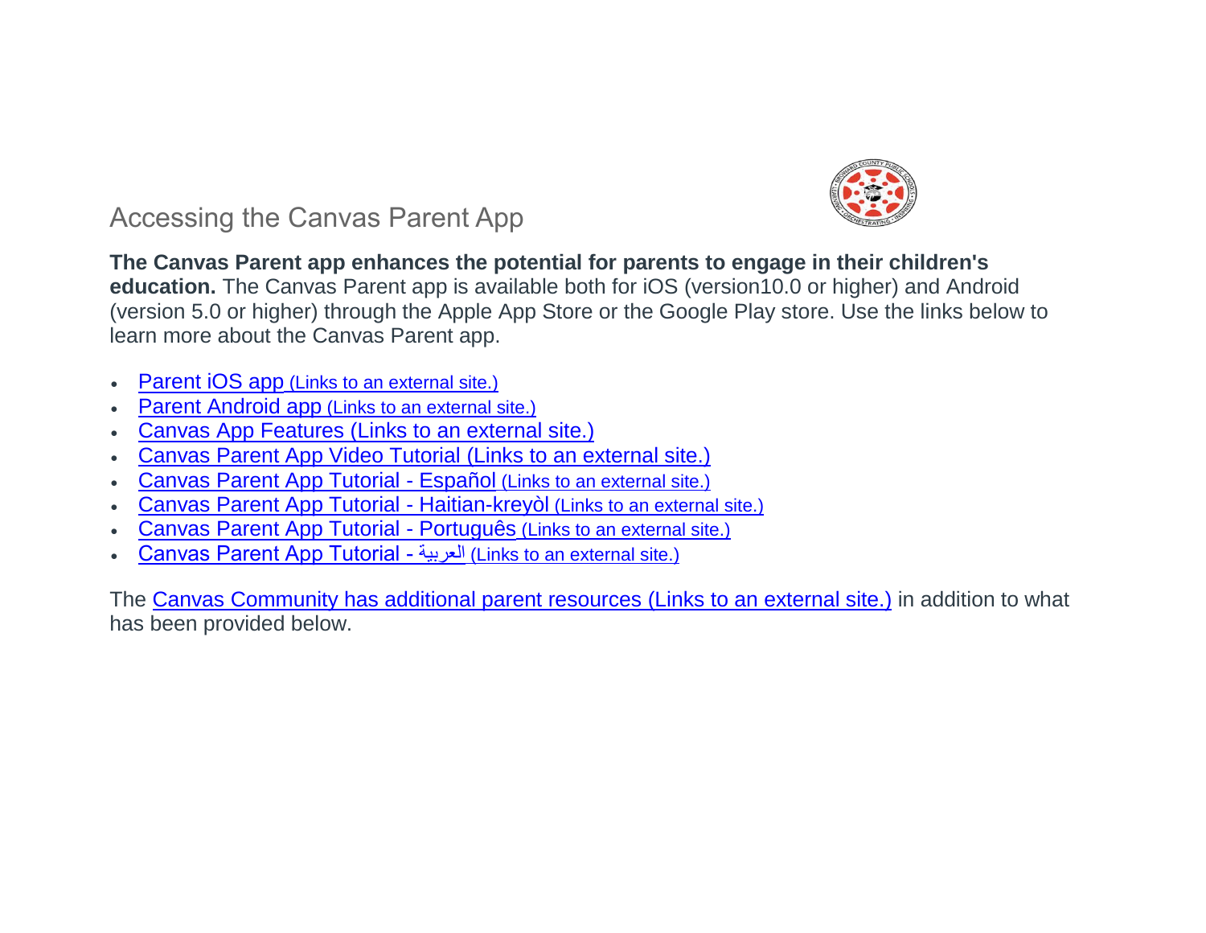## Accessing the Canvas Parent App

**The Canvas Parent app enhances the potential for parents to engage in their children's education.** The Canvas Parent app is available both for iOS (version10.0 or higher) and Android (version 5.0 or higher) through the Apple App Store or the Google Play store. Use the links below to learn more about the Canvas Parent app.

- Parent iOS app (Links to an external site.)
- Parent Android app (Links to an external site.)
- Canvas App Features (Links to an external site.)
- Canvas Parent App Video Tutorial (Links to an external site.)
- Canvas Parent App Tutorial - Español (Links to an external site.)
- Canvas Parent App Tutorial - Haitian-kreyòl (Links to an external site.)
- Canvas Parent App Tutorial - Português (Links to an external site.)
- Canvas Parent App Tutorial - العربية (Links to an external site.)

The Canvas Community has additional parent resources (Links to an external site.) in addition to what has been provided below.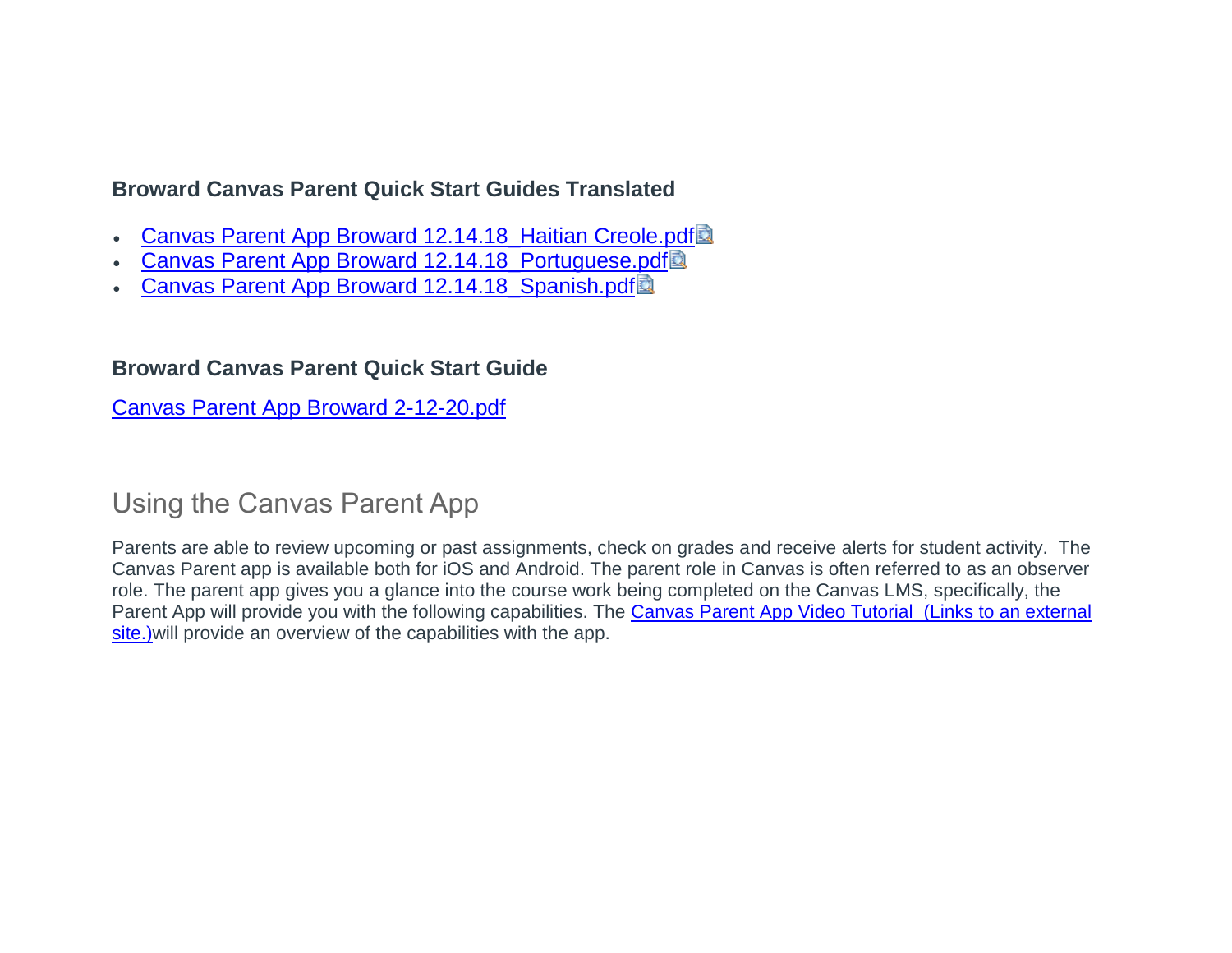**Broward Canvas Parent Quick Start Guides Translated**

- Canvas Parent App Broward 12.14.18_Haitian Creole.pdf
- Canvas Parent App Broward 12.14.18_Portuguese.pdf
- Canvas Parent App Broward 12.14.18_Spanish.pdf

**Broward Canvas Parent Quick Start Guide**

Canvas Parent App Broward 2-12-20.pdf

## Using the Canvas Parent App

Parents are able to review upcoming or past assignments, check on grades and receive alerts for student activity. The Canvas Parent app is available both for iOS and Android. The parent role in Canvas is often referred to as an observer role. The parent app gives you a glance into the course work being completed on the Canvas LMS, specifically, the Parent App will provide you with the following capabilities. The Canvas Parent App Video Tutorial (Links to an external site.)will provide an overview of the capabilities with the app.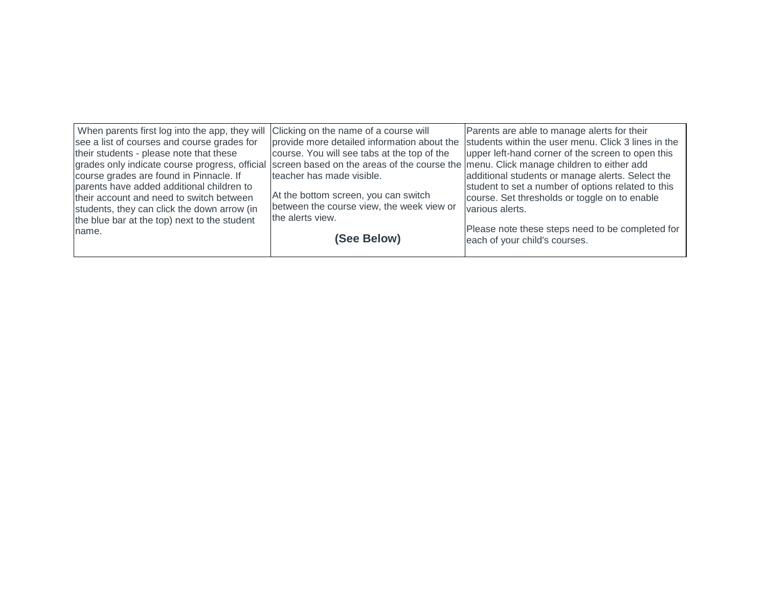| | | |
|---|---|---|
| When parents first log into the app, they will see a list of courses and course grades for their students - please note that these grades only indicate course progress, official course grades are found in Pinnacle. If parents have added additional children to their account and need to switch between students, they can click the down arrow (in the blue bar at the top) next to the student name. | Clicking on the name of a course will provide more detailed information about the course. You will see tabs at the top of the screen based on the areas of the course the teacher has made visible.<br><br>At the bottom screen, you can switch between the course view, the week view or the alerts view.<br><br>**(See Below)** | Parents are able to manage alerts for their students within the user menu. Click 3 lines in the upper left-hand corner of the screen to open this menu. Click manage children to either add additional students or manage alerts. Select the student to set a number of options related to this course. Set thresholds or toggle on to enable various alerts.<br><br>Please note these steps need to be completed for each of your child's courses. |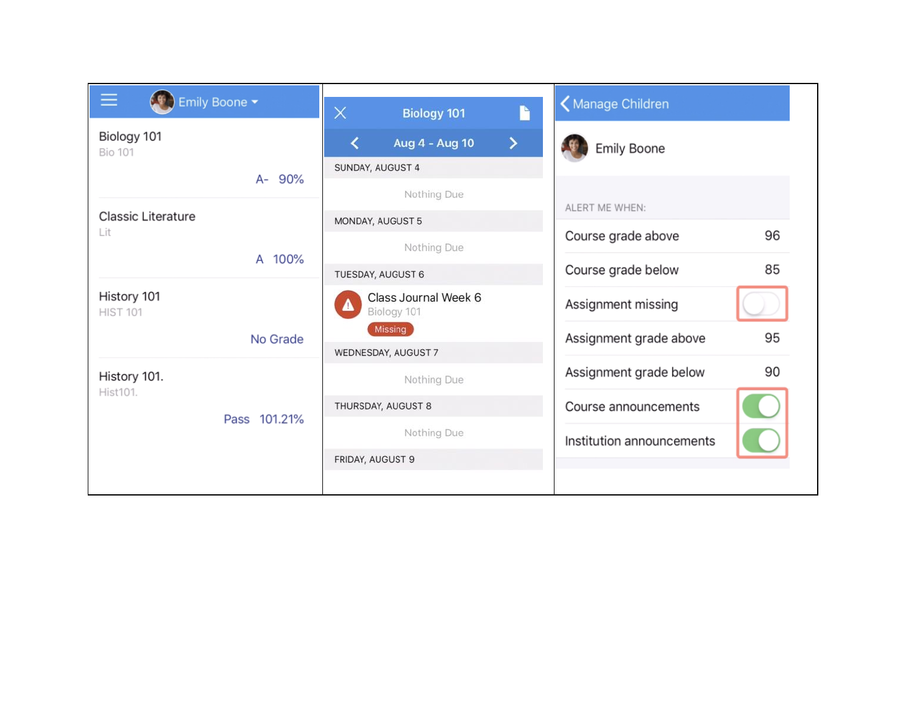Emily Boone

Biology 101
Bio 101
A- 90%

Classic Literature
Lit
A 100%

History 101
HIST 101
No Grade

History 101.
Hist101.
Pass 101.21%

Biology 101

Aug 4 - Aug 10

SUNDAY, AUGUST 4
Nothing Due

MONDAY, AUGUST 5
Nothing Due

TUESDAY, AUGUST 6
Class Journal Week 6
Biology 101
Missing

WEDNESDAY, AUGUST 7
Nothing Due

THURSDAY, AUGUST 8
Nothing Due

FRIDAY, AUGUST 9

Manage Children

Emily Boone

ALERT ME WHEN:

Course grade above 96

Course grade below 85

Assignment missing

Assignment grade above 95

Assignment grade below 90

Course announcements

Institution announcements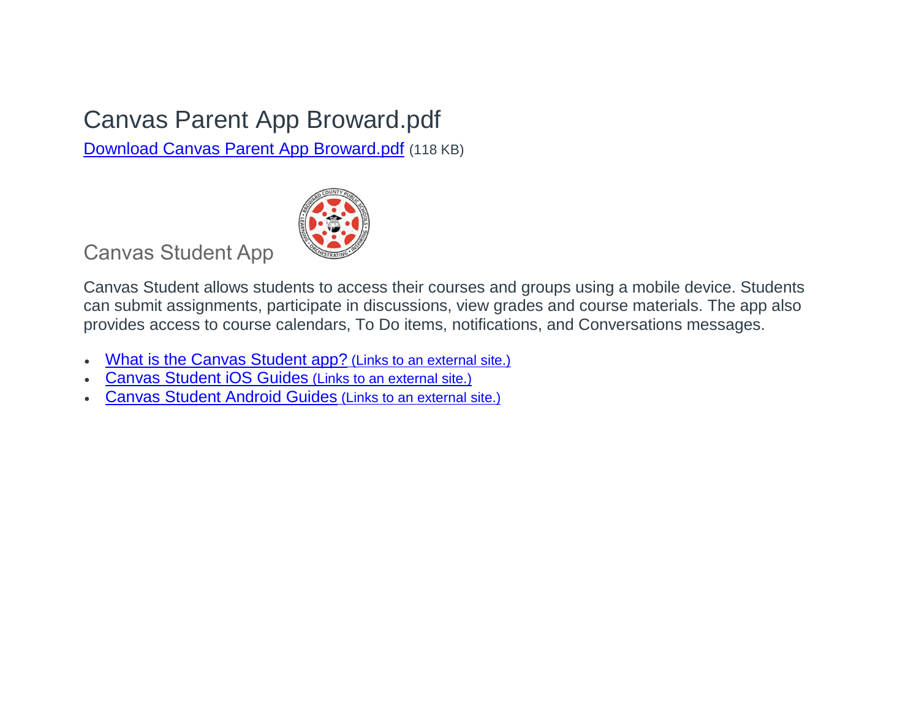# Canvas Parent App Broward.pdf

Download Canvas Parent App Broward.pdf (118 KB)

## Canvas Student App

Canvas Student allows students to access their courses and groups using a mobile device. Students can submit assignments, participate in discussions, view grades and course materials. The app also provides access to course calendars, To Do items, notifications, and Conversations messages.

- What is the Canvas Student app? (Links to an external site.)
- Canvas Student iOS Guides (Links to an external site.)
- Canvas Student Android Guides (Links to an external site.)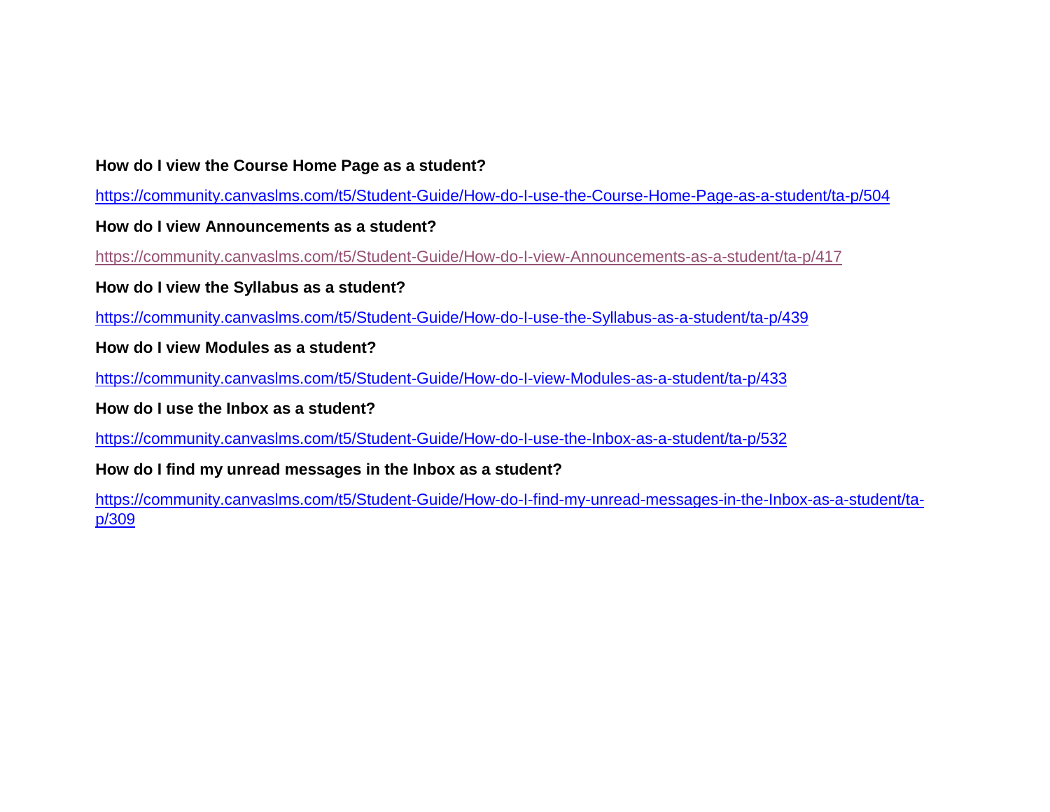**How do I view the Course Home Page as a student?**

https://community.canvaslms.com/t5/Student-Guide/How-do-I-use-the-Course-Home-Page-as-a-student/ta-p/504

**How do I view Announcements as a student?**

https://community.canvaslms.com/t5/Student-Guide/How-do-I-view-Announcements-as-a-student/ta-p/417

**How do I view the Syllabus as a student?**

https://community.canvaslms.com/t5/Student-Guide/How-do-I-use-the-Syllabus-as-a-student/ta-p/439

**How do I view Modules as a student?**

https://community.canvaslms.com/t5/Student-Guide/How-do-I-view-Modules-as-a-student/ta-p/433

**How do I use the Inbox as a student?**

https://community.canvaslms.com/t5/Student-Guide/How-do-I-use-the-Inbox-as-a-student/ta-p/532

**How do I find my unread messages in the Inbox as a student?**

https://community.canvaslms.com/t5/Student-Guide/How-do-I-find-my-unread-messages-in-the-Inbox-as-a-student/ta-p/309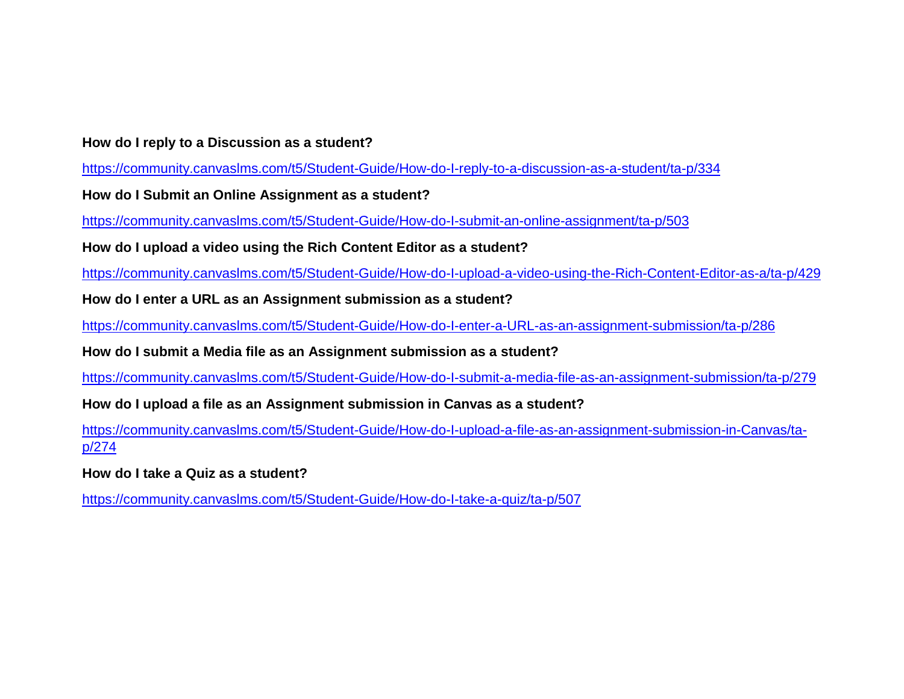**How do I reply to a Discussion as a student?**

https://community.canvaslms.com/t5/Student-Guide/How-do-I-reply-to-a-discussion-as-a-student/ta-p/334

**How do I Submit an Online Assignment as a student?**

https://community.canvaslms.com/t5/Student-Guide/How-do-I-submit-an-online-assignment/ta-p/503

**How do I upload a video using the Rich Content Editor as a student?**

https://community.canvaslms.com/t5/Student-Guide/How-do-I-upload-a-video-using-the-Rich-Content-Editor-as-a/ta-p/429

**How do I enter a URL as an Assignment submission as a student?**

https://community.canvaslms.com/t5/Student-Guide/How-do-I-enter-a-URL-as-an-assignment-submission/ta-p/286

**How do I submit a Media file as an Assignment submission as a student?**

https://community.canvaslms.com/t5/Student-Guide/How-do-I-submit-a-media-file-as-an-assignment-submission/ta-p/279

**How do I upload a file as an Assignment submission in Canvas as a student?**

https://community.canvaslms.com/t5/Student-Guide/How-do-I-upload-a-file-as-an-assignment-submission-in-Canvas/ta-p/274

**How do I take a Quiz as a student?**

https://community.canvaslms.com/t5/Student-Guide/How-do-I-take-a-quiz/ta-p/507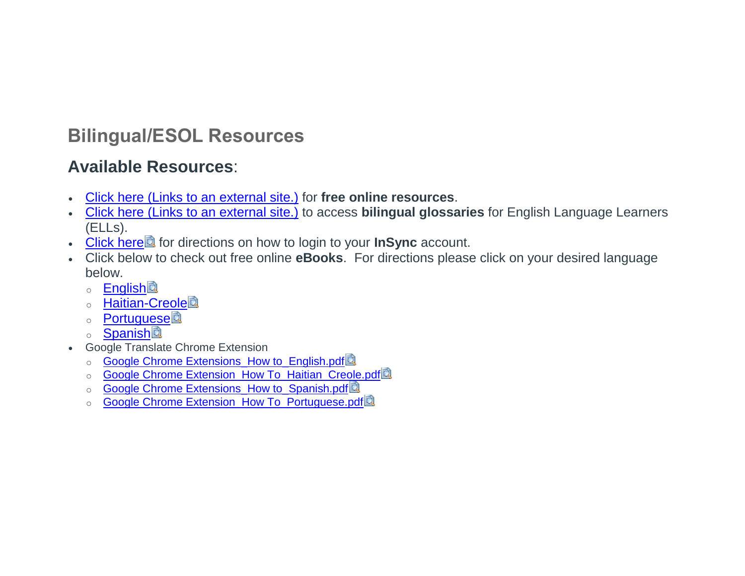## Bilingual/ESOL Resources

### **Available Resources**:

- Click here (Links to an external site.) for **free online resources**.
- Click here (Links to an external site.) to access **bilingual glossaries** for English Language Learners (ELLs).
- Click here for directions on how to login to your **InSync** account.
- Click below to check out free online **eBooks**. For directions please click on your desired language below.
  - English
  - Haitian-Creole
  - Portuguese
  - Spanish
- Google Translate Chrome Extension
  - Google Chrome Extensions_How to_English.pdf
  - Google Chrome Extension_How To_Haitian_Creole.pdf
  - Google Chrome Extensions_How to_Spanish.pdf
  - Google Chrome Extension_How To_Portuguese.pdf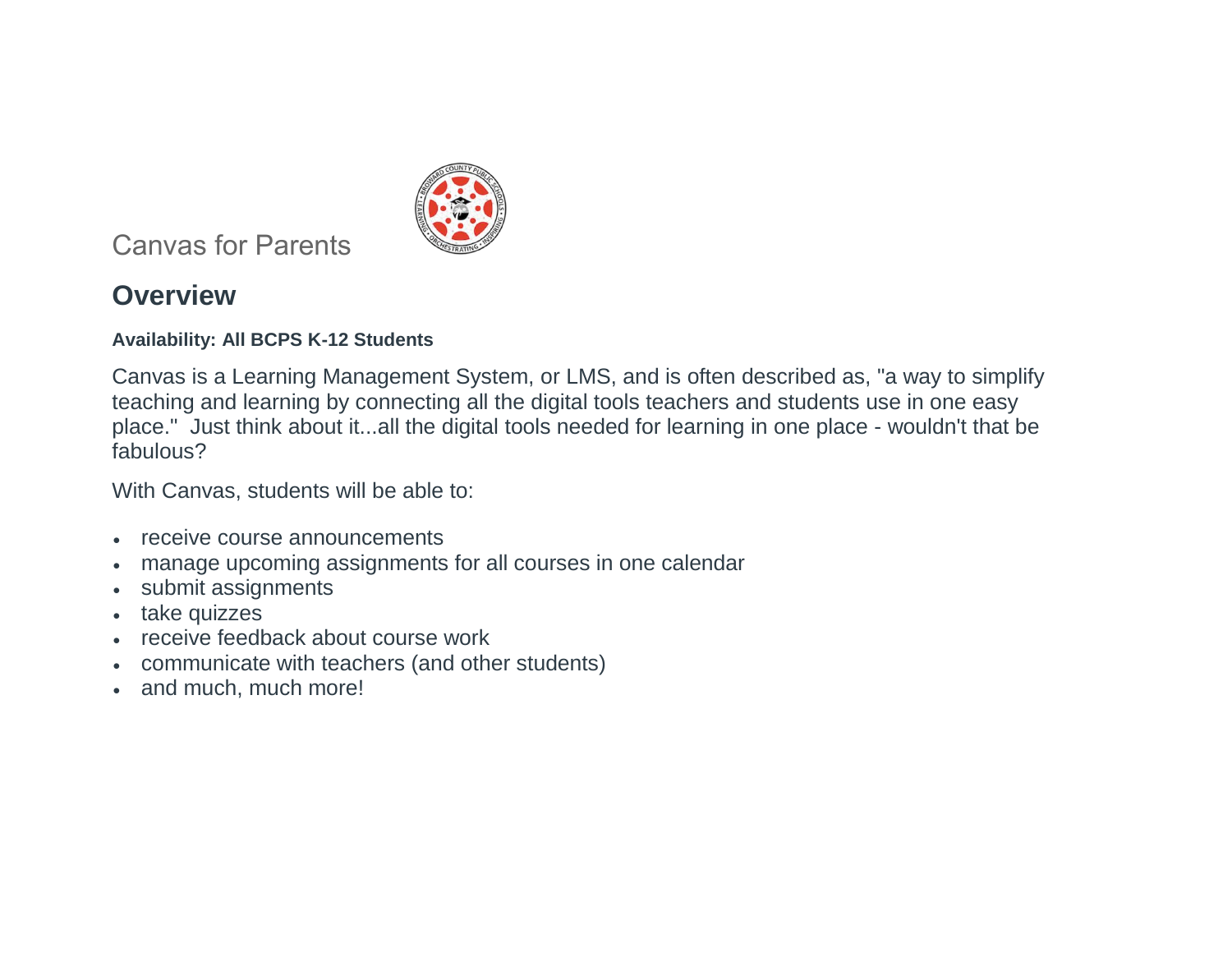Canvas for Parents

## Overview

**Availability: All BCPS K-12 Students**

Canvas is a Learning Management System, or LMS, and is often described as, "a way to simplify teaching and learning by connecting all the digital tools teachers and students use in one easy place."  Just think about it...all the digital tools needed for learning in one place - wouldn't that be fabulous?

With Canvas, students will be able to:

- receive course announcements
- manage upcoming assignments for all courses in one calendar
- submit assignments
- take quizzes
- receive feedback about course work
- communicate with teachers (and other students)
- and much, much more!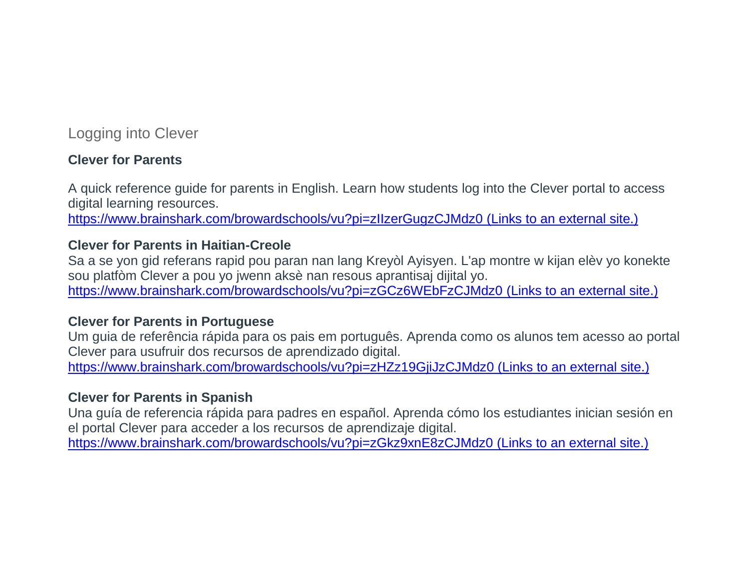## Logging into Clever

### Clever for Parents

A quick reference guide for parents in English. Learn how students log into the Clever portal to access digital learning resources.
https://www.brainshark.com/browardschools/vu?pi=zIIzerGugzCJMdz0 (Links to an external site.)

### Clever for Parents in Haitian-Creole

Sa a se yon gid referans rapid pou paran nan lang Kreyòl Ayisyen. L'ap montre w kijan elèv yo konekte sou platfòm Clever a pou yo jwenn aksè nan resous aprantisaj dijital yo.
https://www.brainshark.com/browardschools/vu?pi=zGCz6WEbFzCJMdz0 (Links to an external site.)

### Clever for Parents in Portuguese

Um guia de referência rápida para os pais em português. Aprenda como os alunos tem acesso ao portal Clever para usufruir dos recursos de aprendizado digital.
https://www.brainshark.com/browardschools/vu?pi=zHZz19GjiJzCJMdz0 (Links to an external site.)

### Clever for Parents in Spanish

Una guía de referencia rápida para padres en español. Aprenda cómo los estudiantes inician sesión en el portal Clever para acceder a los recursos de aprendizaje digital.
https://www.brainshark.com/browardschools/vu?pi=zGkz9xnE8zCJMdz0 (Links to an external site.)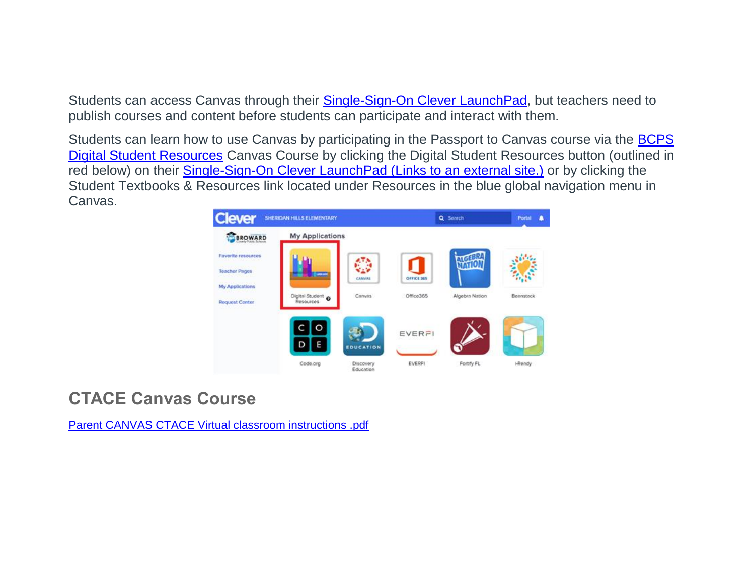Students can access Canvas through their [Single-Sign-On Clever LaunchPad](), but teachers need to publish courses and content before students can participate and interact with them.

Students can learn how to use Canvas by participating in the Passport to Canvas course via the [BCPS Digital Student Resources]() Canvas Course by clicking the Digital Student Resources button (outlined in red below) on their [Single-Sign-On Clever LaunchPad (Links to an external site.)]() or by clicking the Student Textbooks & Resources link located under Resources in the blue global navigation menu in Canvas.

## CTACE Canvas Course

[Parent CANVAS CTACE Virtual classroom instructions .pdf]()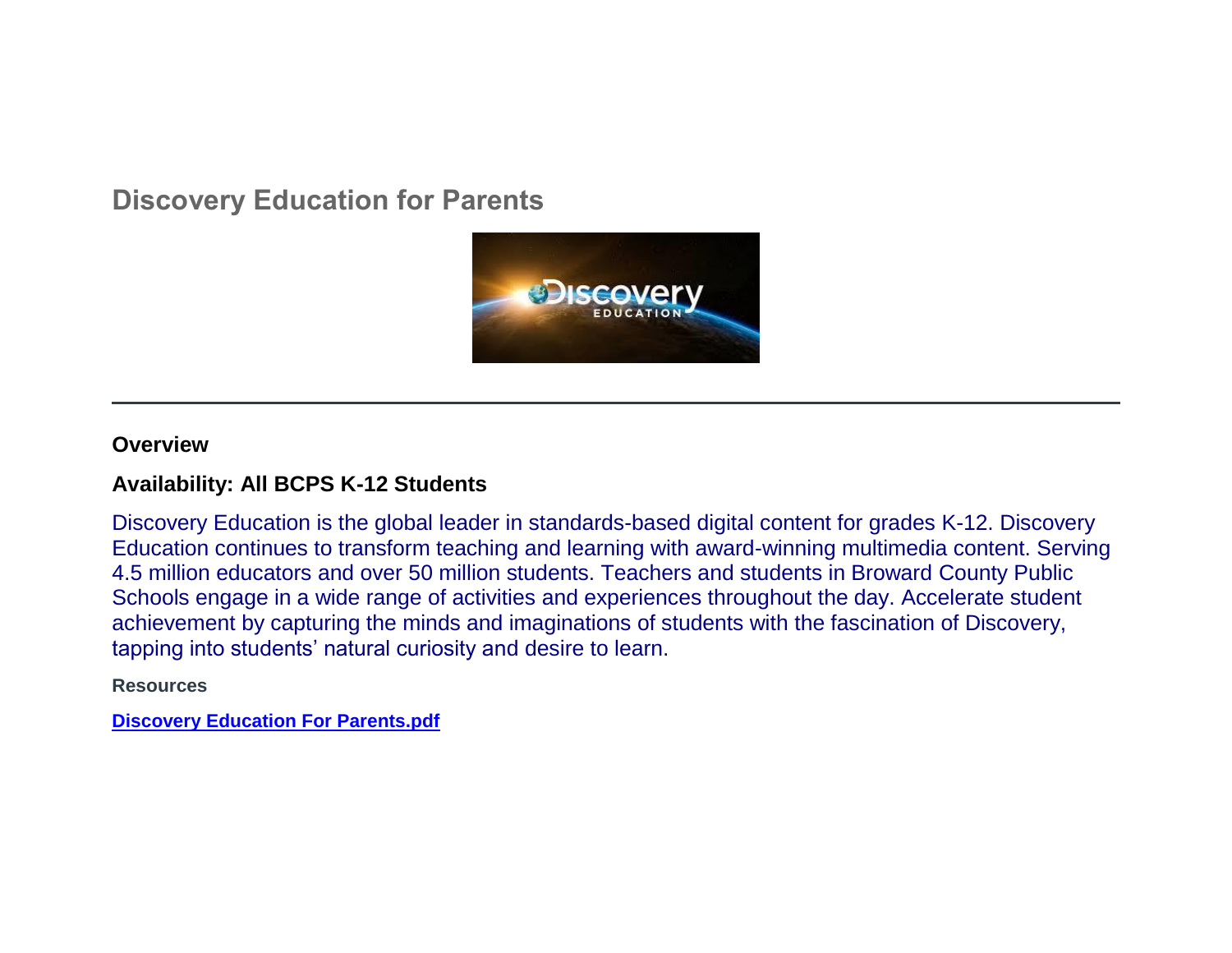## Discovery Education for Parents

---

**Overview**

**Availability: All BCPS K-12 Students**

Discovery Education is the global leader in standards-based digital content for grades K-12. Discovery Education continues to transform teaching and learning with award-winning multimedia content. Serving 4.5 million educators and over 50 million students. Teachers and students in Broward County Public Schools engage in a wide range of activities and experiences throughout the day. Accelerate student achievement by capturing the minds and imaginations of students with the fascination of Discovery, tapping into students' natural curiosity and desire to learn.

**Resources**

**Discovery Education For Parents.pdf**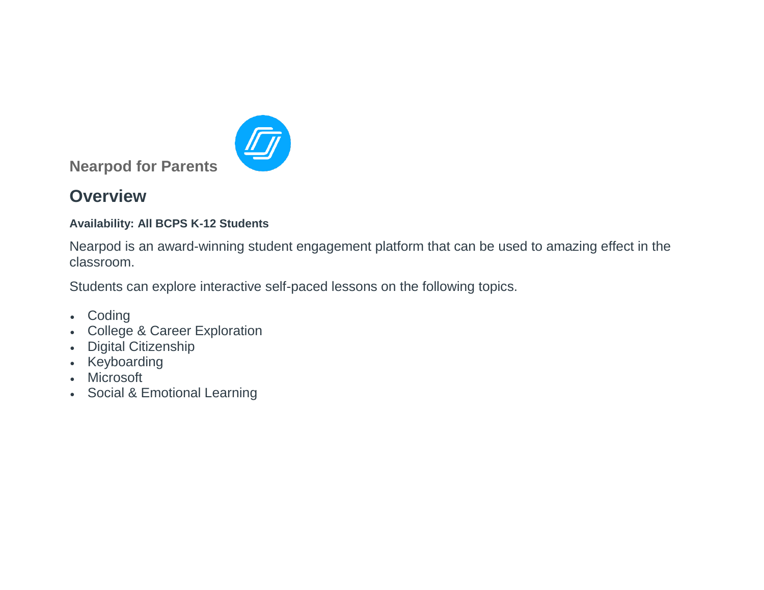### Nearpod for Parents

## Overview

**Availability: All BCPS K-12 Students**

Nearpod is an award-winning student engagement platform that can be used to amazing effect in the classroom.

Students can explore interactive self-paced lessons on the following topics.

- Coding
- College & Career Exploration
- Digital Citizenship
- Keyboarding
- Microsoft
- Social & Emotional Learning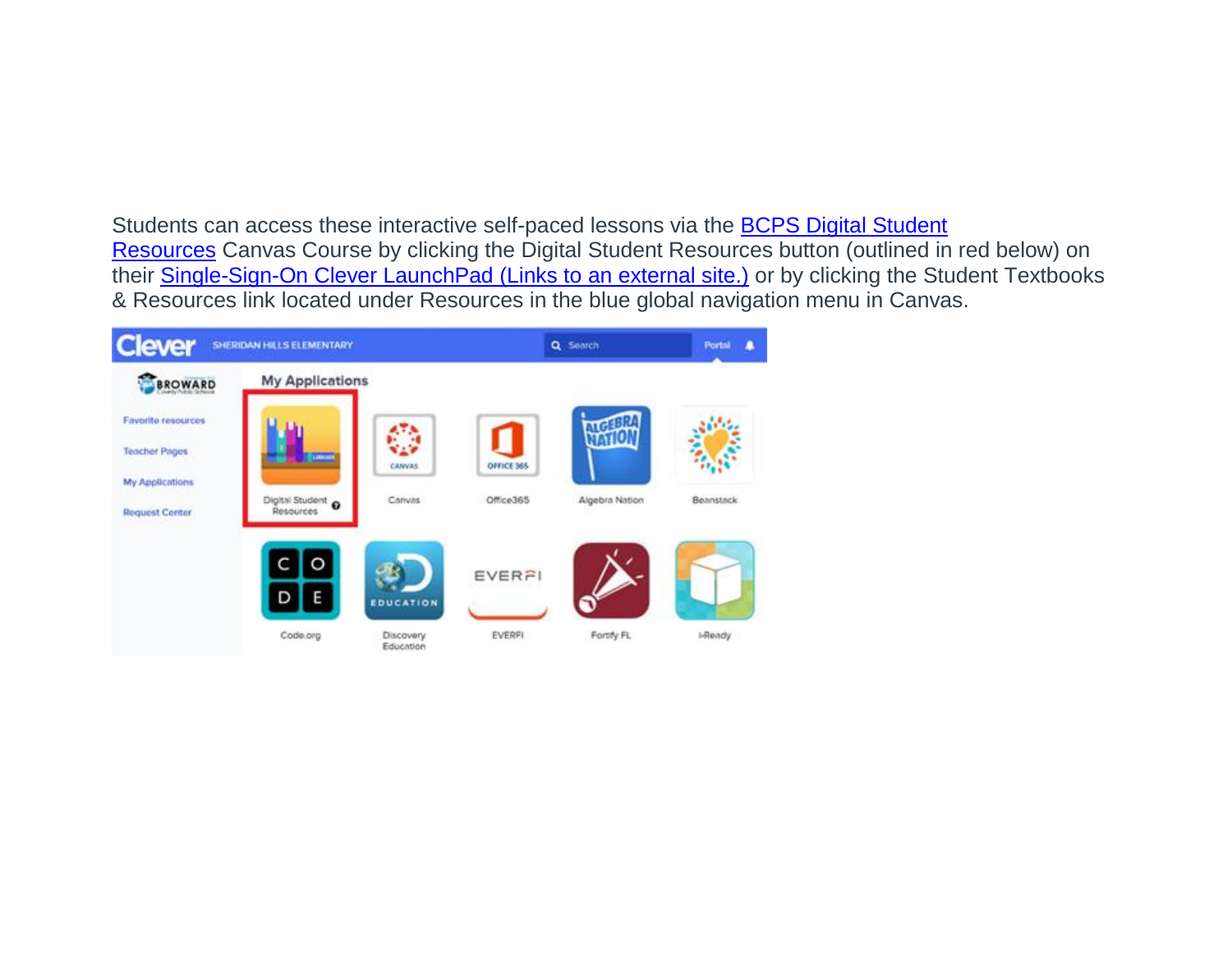Students can access these interactive self-paced lessons via the BCPS Digital Student Resources Canvas Course by clicking the Digital Student Resources button (outlined in red below) on their Single-Sign-On Clever LaunchPad (Links to an external site.) or by clicking the Student Textbooks & Resources link located under Resources in the blue global navigation menu in Canvas.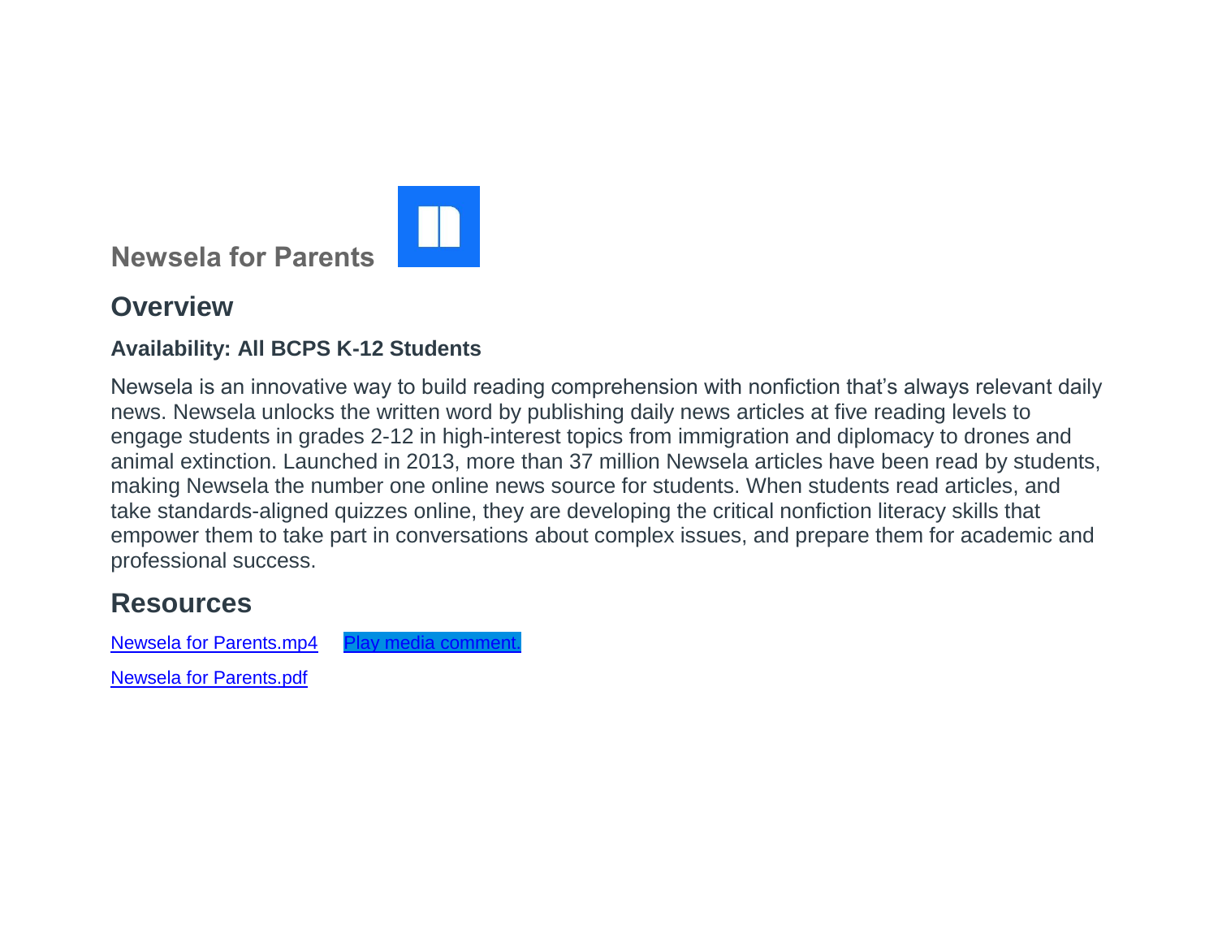# Newsela for Parents

## Overview

### Availability: All BCPS K-12 Students

Newsela is an innovative way to build reading comprehension with nonfiction that's always relevant daily news. Newsela unlocks the written word by publishing daily news articles at five reading levels to engage students in grades 2-12 in high-interest topics from immigration and diplomacy to drones and animal extinction. Launched in 2013, more than 37 million Newsela articles have been read by students, making Newsela the number one online news source for students. When students read articles, and take standards-aligned quizzes online, they are developing the critical nonfiction literacy skills that empower them to take part in conversations about complex issues, and prepare them for academic and professional success.

## Resources

Newsela for Parents.mp4 Play media comment.

Newsela for Parents.pdf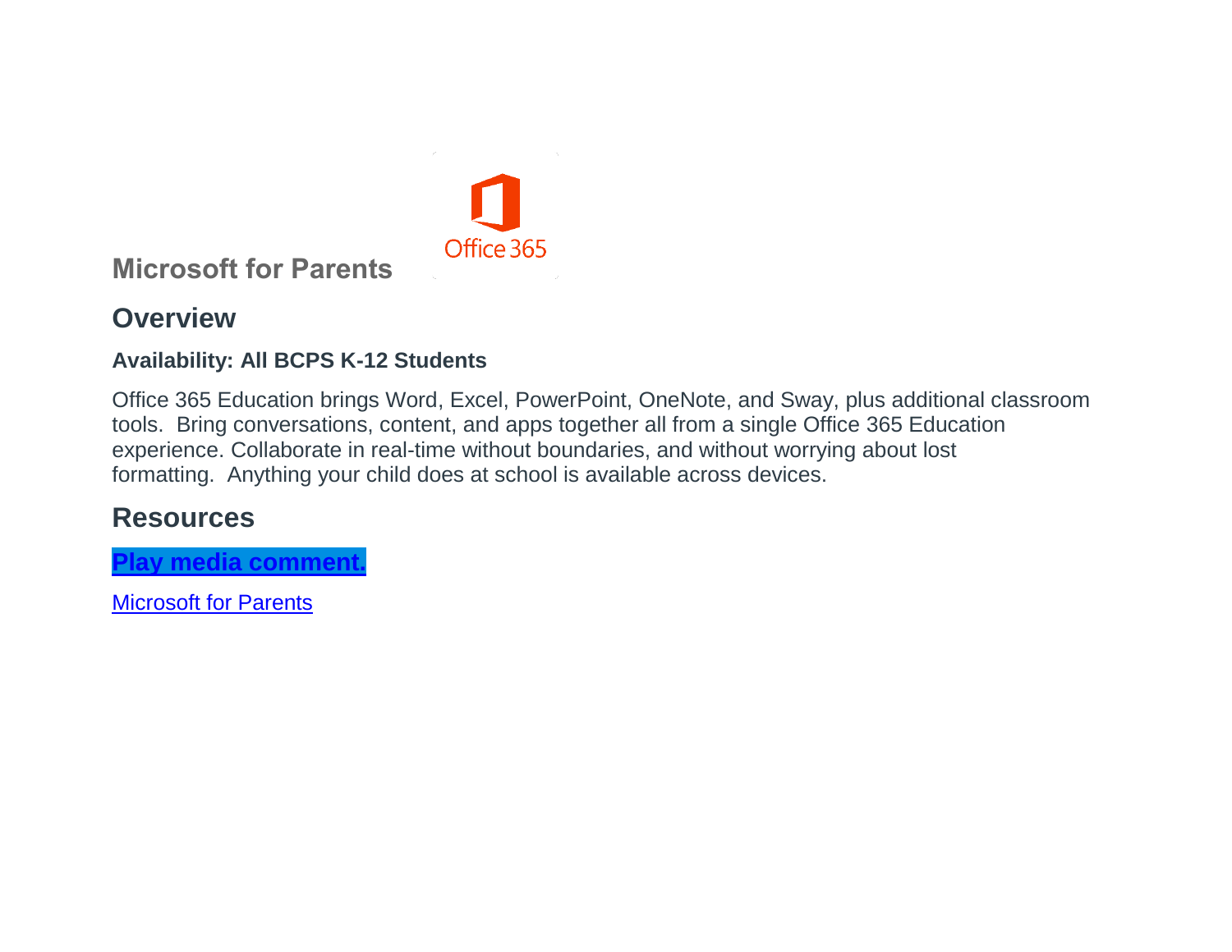# Microsoft for Parents

## Overview

**Availability: All BCPS K-12 Students**

Office 365 Education brings Word, Excel, PowerPoint, OneNote, and Sway, plus additional classroom tools. Bring conversations, content, and apps together all from a single Office 365 Education experience. Collaborate in real-time without boundaries, and without worrying about lost formatting. Anything your child does at school is available across devices.

## Resources

**Play media comment.**

Microsoft for Parents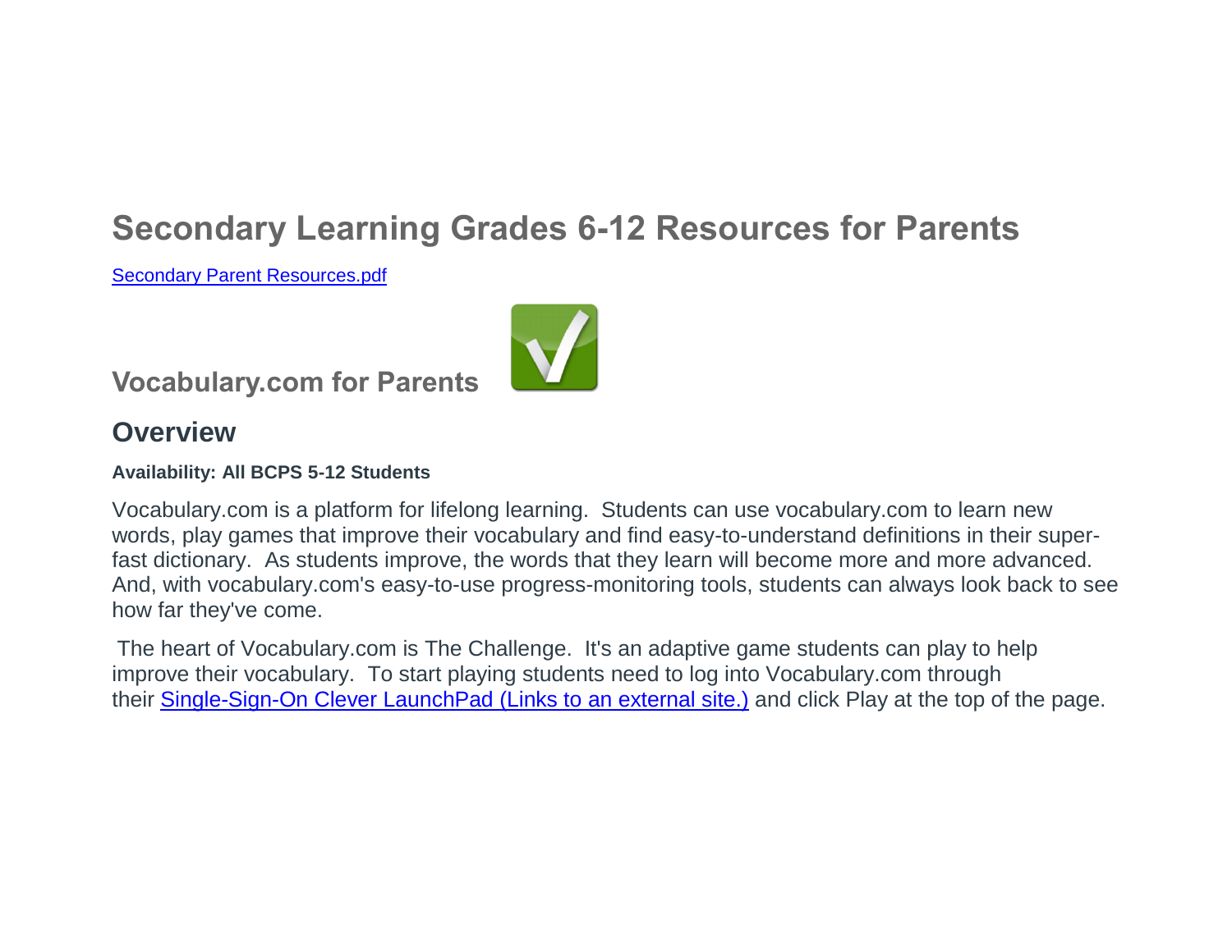# Secondary Learning Grades 6-12 Resources for Parents

[Secondary Parent Resources.pdf]

## Vocabulary.com for Parents

## Overview

**Availability: All BCPS 5-12 Students**

Vocabulary.com is a platform for lifelong learning. Students can use vocabulary.com to learn new words, play games that improve their vocabulary and find easy-to-understand definitions in their super-fast dictionary. As students improve, the words that they learn will become more and more advanced. And, with vocabulary.com's easy-to-use progress-monitoring tools, students can always look back to see how far they've come.

The heart of Vocabulary.com is The Challenge. It's an adaptive game students can play to help improve their vocabulary. To start playing students need to log into Vocabulary.com through their Single-Sign-On Clever LaunchPad (Links to an external site.) and click Play at the top of the page.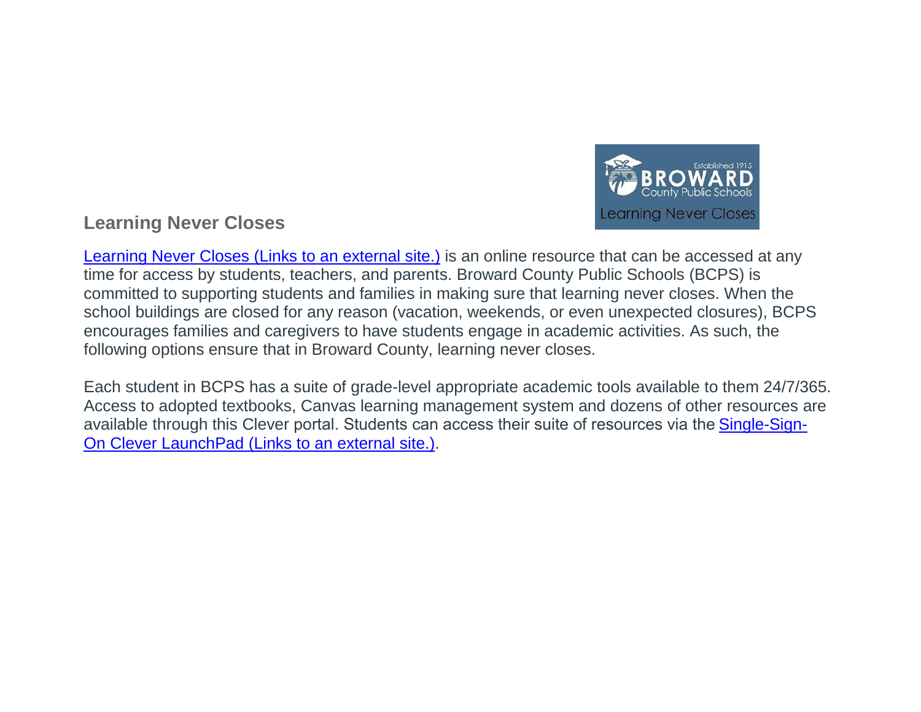## Learning Never Closes

[Learning Never Closes (Links to an external site.)] is an online resource that can be accessed at any time for access by students, teachers, and parents. Broward County Public Schools (BCPS) is committed to supporting students and families in making sure that learning never closes. When the school buildings are closed for any reason (vacation, weekends, or even unexpected closures), BCPS encourages families and caregivers to have students engage in academic activities. As such, the following options ensure that in Broward County, learning never closes.

Each student in BCPS has a suite of grade-level appropriate academic tools available to them 24/7/365. Access to adopted textbooks, Canvas learning management system and dozens of other resources are available through this Clever portal. Students can access their suite of resources via the [Single-Sign-On Clever LaunchPad (Links to an external site.)].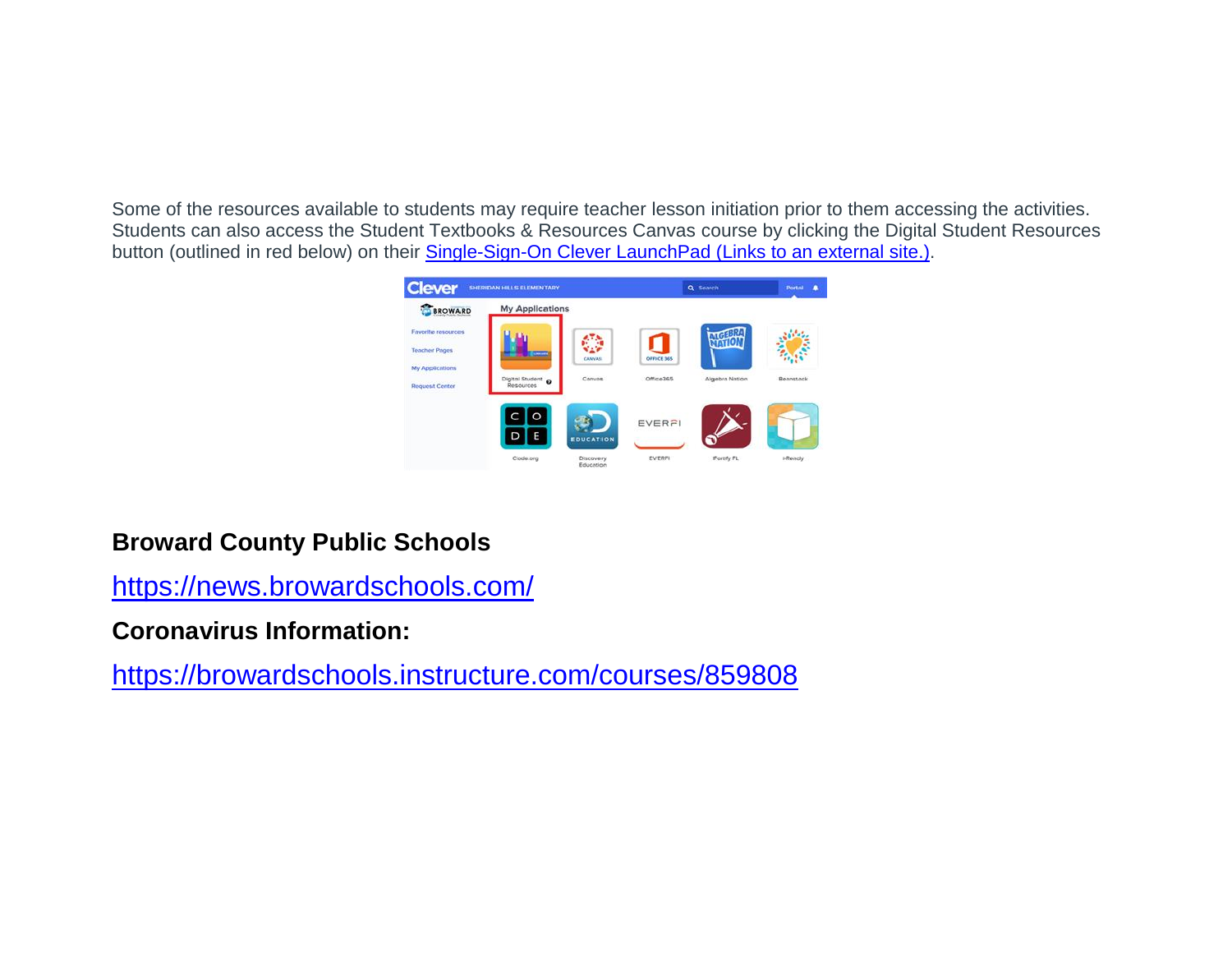Some of the resources available to students may require teacher lesson initiation prior to them accessing the activities. Students can also access the Student Textbooks & Resources Canvas course by clicking the Digital Student Resources button (outlined in red below) on their [Single-Sign-On Clever LaunchPad (Links to an external site.)](#).

**Broward County Public Schools**

https://news.browardschools.com/

**Coronavirus Information:**

https://browardschools.instructure.com/courses/859808